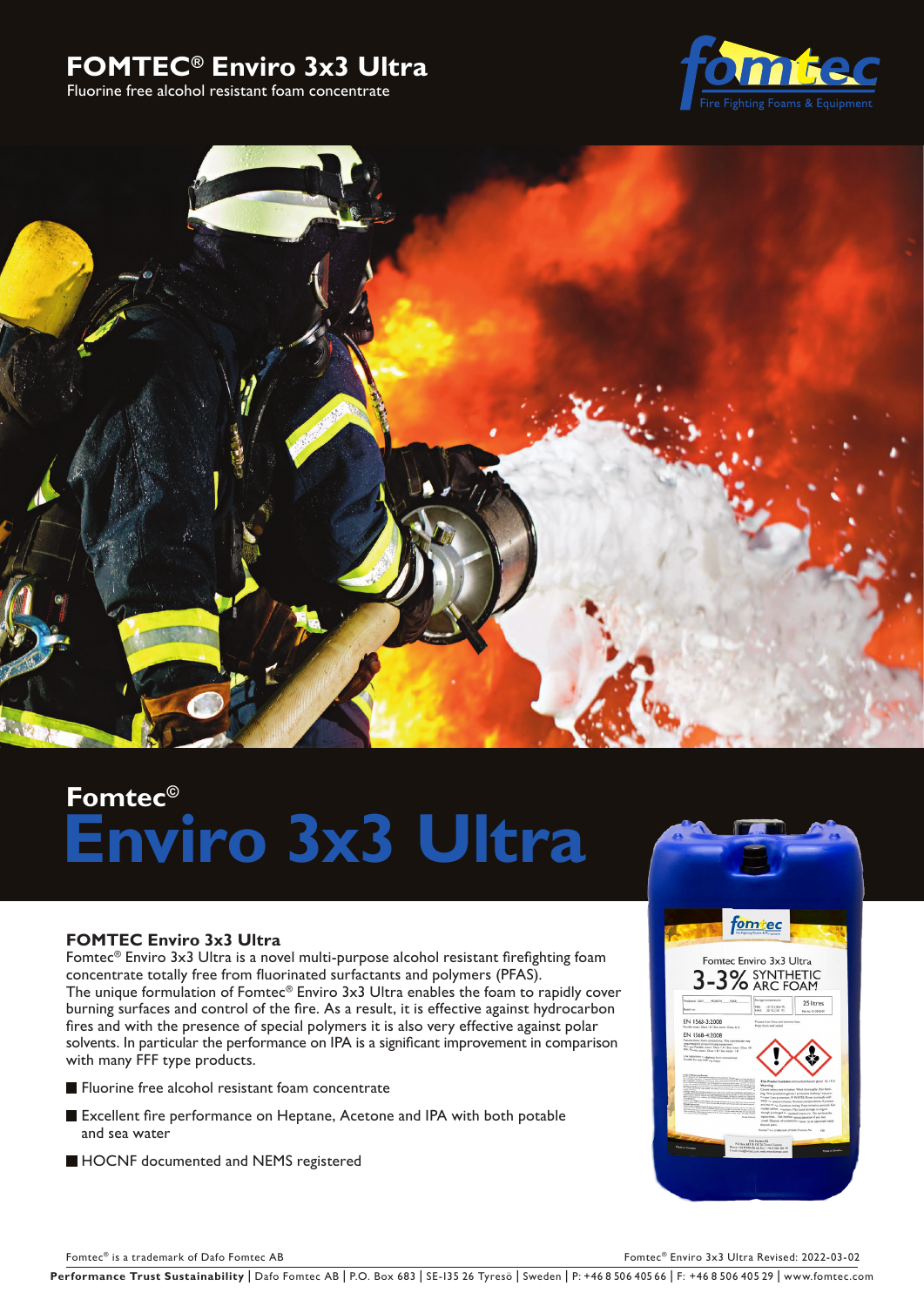# FOMTEC® Enviro 3x3 Ultra

Fluorine free alcohol resistant foam concentrate

## Fomtec©

# Enviro 3x3 Ultra

### FOMTEC Enviro 3x3 Ultra

Fomtec® Enviro 3x3 Ultra is a novel multi-purpose alcohol resistant firefighting foam concentrate totally free from fluorinated surfactants and polymers (PFAS).
The unique formulation of Fomtec® Enviro 3x3 Ultra enables the foam to rapidly cover burning surfaces and control of the fire. As a result, it is effective against hydrocarbon fires and with the presence of special polymers it is also very effective against polar solvents. In particular the performance on IPA is a significant improvement in comparison with many FFF type products.

- Fluorine free alcohol resistant foam concentrate
- Excellent fire performance on Heptane, Acetone and IPA with both potable and sea water
- HOCNF documented and NEMS registered

Fomtec® is a trademark of Dafo Fomtec AB

Fomtec® Enviro 3x3 Ultra Revised: 2022-03-02

**Performance Trust Sustainability** | Dafo Fomtec AB | P.O. Box 683 | SE-135 26 Tyresö | Sweden | P: +46 8 506 405 66 | F: +46 8 506 405 29 | www.fomtec.com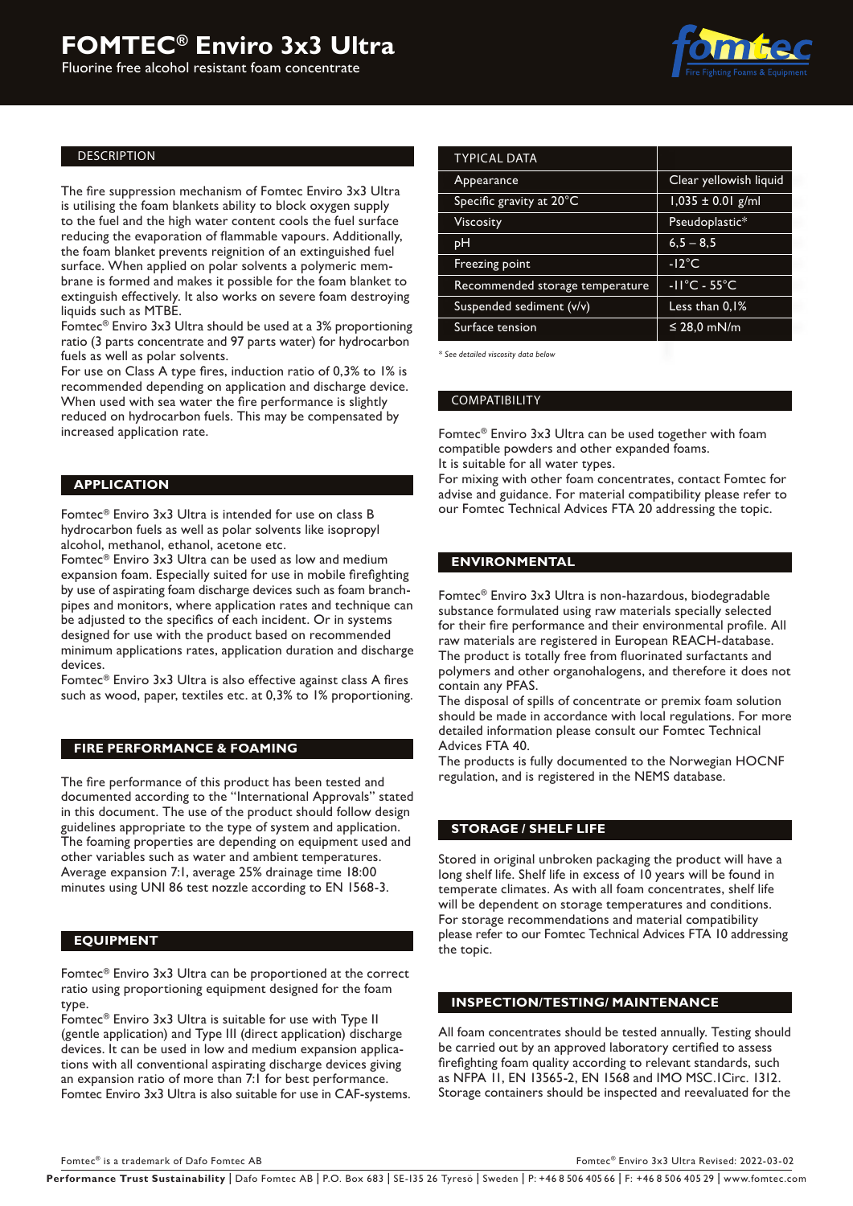# FOMTEC® Enviro 3x3 Ultra

Fluorine free alcohol resistant foam concentrate

## DESCRIPTION

The fire suppression mechanism of Fomtec Enviro 3x3 Ultra is utilising the foam blankets ability to block oxygen supply to the fuel and the high water content cools the fuel surface reducing the evaporation of flammable vapours. Additionally, the foam blanket prevents reignition of an extinguished fuel surface. When applied on polar solvents a polymeric membrane is formed and makes it possible for the foam blanket to extinguish effectively. It also works on severe foam destroying liquids such as MTBE.

Fomtec® Enviro 3x3 Ultra should be used at a 3% proportioning ratio (3 parts concentrate and 97 parts water) for hydrocarbon fuels as well as polar solvents.

For use on Class A type fires, induction ratio of 0,3% to 1% is recommended depending on application and discharge device.

When used with sea water the fire performance is slightly reduced on hydrocarbon fuels. This may be compensated by increased application rate.

## APPLICATION

Fomtec® Enviro 3x3 Ultra is intended for use on class B hydrocarbon fuels as well as polar solvents like isopropyl alcohol, methanol, ethanol, acetone etc.

Fomtec® Enviro 3x3 Ultra can be used as low and medium expansion foam. Especially suited for use in mobile firefighting by use of aspirating foam discharge devices such as foam branchpipes and monitors, where application rates and technique can be adjusted to the specifics of each incident. Or in systems designed for use with the product based on recommended minimum applications rates, application duration and discharge devices.

Fomtec® Enviro 3x3 Ultra is also effective against class A fires such as wood, paper, textiles etc. at 0,3% to 1% proportioning.

## FIRE PERFORMANCE & FOAMING

The fire performance of this product has been tested and documented according to the "International Approvals" stated in this document. The use of the product should follow design guidelines appropriate to the type of system and application. The foaming properties are depending on equipment used and other variables such as water and ambient temperatures. Average expansion 7:1, average 25% drainage time 18:00 minutes using UNI 86 test nozzle according to EN 1568-3.

## EQUIPMENT

Fomtec® Enviro 3x3 Ultra can be proportioned at the correct ratio using proportioning equipment designed for the foam type.

Fomtec® Enviro 3x3 Ultra is suitable for use with Type II (gentle application) and Type III (direct application) discharge devices. It can be used in low and medium expansion applications with all conventional aspirating discharge devices giving an expansion ratio of more than 7:1 for best performance.

Fomtec Enviro 3x3 Ultra is also suitable for use in CAF-systems.

## TYPICAL DATA

| TYPICAL DATA | |
|---|---|
| Appearance | Clear yellowish liquid |
| Specific gravity at 20°C | 1,035 ± 0.01 g/ml |
| Viscosity | Pseudoplastic* |
| pH | 6,5 – 8,5 |
| Freezing point | -12°C |
| Recommended storage temperature | -11°C - 55°C |
| Suspended sediment (v/v) | Less than 0,1% |
| Surface tension | ≤ 28,0 mN/m |

*\* See detailed viscosity data below*

## COMPATIBILITY

Fomtec® Enviro 3x3 Ultra can be used together with foam compatible powders and other expanded foams.

It is suitable for all water types.

For mixing with other foam concentrates, contact Fomtec for advise and guidance. For material compatibility please refer to our Fomtec Technical Advices FTA 20 addressing the topic.

## ENVIRONMENTAL

Fomtec® Enviro 3x3 Ultra is non-hazardous, biodegradable substance formulated using raw materials specially selected for their fire performance and their environmental profile. All raw materials are registered in European REACH-database. The product is totally free from fluorinated surfactants and polymers and other organohalogens, and therefore it does not contain any PFAS.

The disposal of spills of concentrate or premix foam solution should be made in accordance with local regulations. For more detailed information please consult our Fomtec Technical Advices FTA 40.

The products is fully documented to the Norwegian HOCNF regulation, and is registered in the NEMS database.

## STORAGE / SHELF LIFE

Stored in original unbroken packaging the product will have a long shelf life. Shelf life in excess of 10 years will be found in temperate climates. As with all foam concentrates, shelf life will be dependent on storage temperatures and conditions. For storage recommendations and material compatibility please refer to our Fomtec Technical Advices FTA 10 addressing the topic.

## INSPECTION/TESTING/ MAINTENANCE

All foam concentrates should be tested annually. Testing should be carried out by an approved laboratory certified to assess firefighting foam quality according to relevant standards, such as NFPA 11, EN 13565-2, EN 1568 and IMO MSC.1Circ. 1312. Storage containers should be inspected and reevaluated for the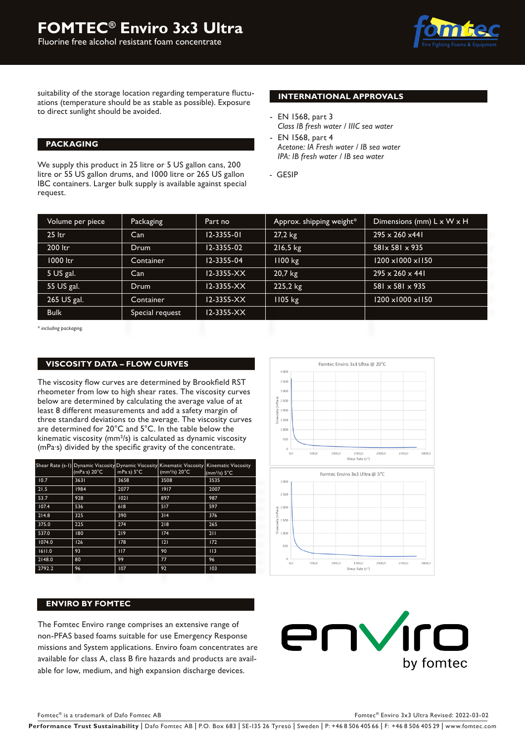# FOMTEC® Enviro 3x3 Ultra

Fluorine free alcohol resistant foam concentrate

suitability of the storage location regarding temperature fluctuations (temperature should be as stable as possible). Exposure to direct sunlight should be avoided.

## PACKAGING

We supply this product in 25 litre or 5 US gallon cans, 200 litre or 55 US gallon drums, and 1000 litre or 265 US gallon IBC containers. Larger bulk supply is available against special request.

## INTERNATIONAL APPROVALS

- EN 1568, part 3
  *Class IB fresh water / IIIC sea water*
- EN 1568, part 4
  *Acetone: IA Fresh water / IB sea water*
  *IPA: IB fresh water / IB sea water*
- GESIP

| Volume per piece | Packaging | Part no | Approx. shipping weight* | Dimensions (mm) L x W x H |
|---|---|---|---|---|
| 25 ltr | Can | 12-3355-01 | 27,2 kg | 295 x 260 x441 |
| 200 ltr | Drum | 12-3355-02 | 216,5 kg | 581x 581 x 935 |
| 1000 ltr | Container | 12-3355-04 | 1100 kg | 1200 x1000 x1150 |
| 5 US gal. | Can | 12-3355-XX | 20,7 kg | 295 x 260 x 441 |
| 55 US gal. | Drum | 12-3355-XX | 225,2 kg | 581 x 581 x 935 |
| 265 US gal. | Container | 12-3355-XX | 1105 kg | 1200 x1000 x1150 |
| Bulk | Special request | 12-3355-XX | | |

*\* including packaging.*

## VISCOSITY DATA – FLOW CURVES

The viscosity flow curves are determined by Brookfield RST rheometer from low to high shear rates. The viscosity curves below are determined by calculating the average value of at least 8 different measurements and add a safety margin of three standard deviations to the average. The viscosity curves are determined for 20°C and 5°C. In the table below the kinematic viscosity (mm²/s) is calculated as dynamic viscosity (mPa·s) divided by the specific gravity of the concentrate.

| Shear Rate (s-1) | Dynamic Viscosity (mPa·s) 20°C | Dynamic Viscosity mPa s) 5°C | Kinematic Viscosity (mm²/s) 20°C | Kinematic Viscosity (mm²/s) 5°C |
|---|---|---|---|---|
| 10.7 | 3631 | 3658 | 3508 | 3535 |
| 21.5 | 1984 | 2077 | 1917 | 2007 |
| 53.7 | 928 | 1021 | 897 | 987 |
| 107.4 | 536 | 618 | 517 | 597 |
| 214.8 | 325 | 390 | 314 | 376 |
| 375.0 | 225 | 274 | 218 | 265 |
| 537.0 | 180 | 219 | 174 | 211 |
| 1074.0 | 126 | 178 | 121 | 172 |
| 1611.0 | 93 | 117 | 90 | 113 |
| 2148.0 | 80 | 99 | 77 | 96 |
| 2792.2 | 96 | 107 | 92 | 103 |

Fomtec Enviro 3x3 Ultra @ 20°C

Viscosity (mPa·s)

4 000
3 500
3 000
2 500
2 000
1 500
1 000
500
0

0,0 500,0 1000,0 1500,0 2000,0 2500,0 3000,0

Shear Rate (s⁻¹)

Fomtec Enviro 3x3 Ultra @ 5°C

Viscosity (mPa·s)

3 000
2 500
2 000
1 500
1 000
500
0

0,0 500,0 1000,0 1500,0 2000,0 2500,0 3000,0

Shear Rate (s⁻¹)

## ENVIRO BY FOMTEC

The Fomtec Enviro range comprises an extensive range of non-PFAS based foams suitable for use Emergency Response missions and System applications. Enviro foam concentrates are available for class A, class B fire hazards and products are available for low, medium, and high expansion discharge devices.

enviro by fomtec

Fomtec® is a trademark of Dafo Fomtec AB

Fomtec® Enviro 3x3 Ultra Revised: 2022-03-02

**Performance Trust Sustainability** | Dafo Fomtec AB | P.O. Box 683 | SE-135 26 Tyresö | Sweden | P: +46 8 506 405 66 | F: +46 8 506 405 29 | www.fomtec.com